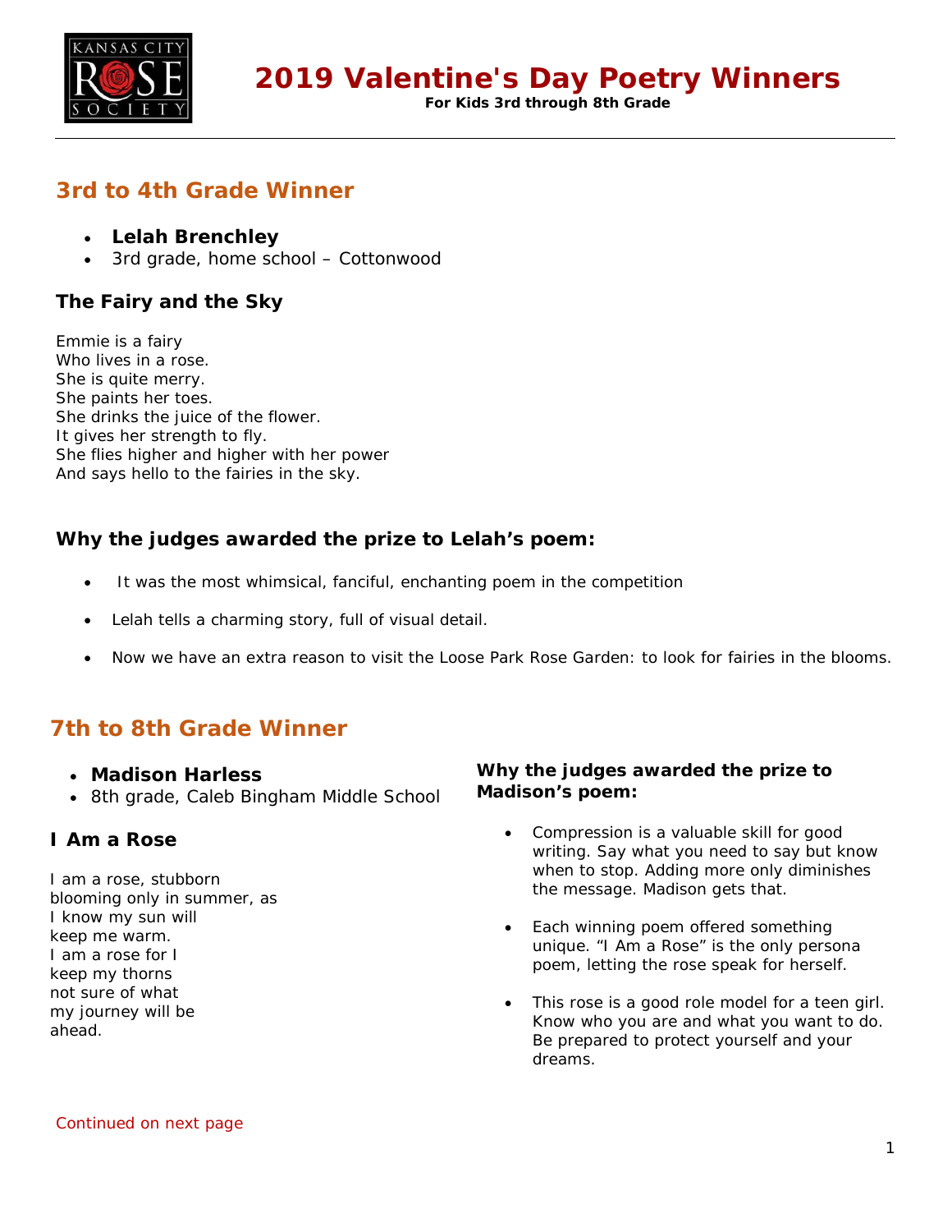# 2019 Valentine's Day Poetry Winners

**For Kids 3rd through 8th Grade**

## 3rd to 4th Grade Winner

- **Lelah Brenchley**
- 3rd grade, home school – Cottonwood

### The Fairy and the Sky

Emmie is a fairy  
Who lives in a rose.  
She is quite merry.  
She paints her toes.  
She drinks the juice of the flower.  
It gives her strength to fly.  
She flies higher and higher with her power  
And says hello to the fairies in the sky.

### Why the judges awarded the prize to Lelah's poem:

- It was the most whimsical, fanciful, enchanting poem in the competition
- Lelah tells a charming story, full of visual detail.
- Now we have an extra reason to visit the Loose Park Rose Garden: to look for fairies in the blooms.

## 7th to 8th Grade Winner

- **Madison Harless**
- 8th grade, Caleb Bingham Middle School

### I Am a Rose

I am a rose, stubborn  
blooming only in summer, as  
I know my sun will  
keep me warm.  
I am a rose for I  
keep my thorns  
not sure of what  
my journey will be  
ahead.

### Why the judges awarded the prize to Madison's poem:

- Compression is a valuable skill for good writing. Say what you need to say but know when to stop. Adding more only diminishes the message. Madison gets that.
- Each winning poem offered something unique. "I Am a Rose" is the only persona poem, letting the rose speak for herself.
- This rose is a good role model for a teen girl. Know who you are and what you want to do. Be prepared to protect yourself and your dreams.

Continued on next page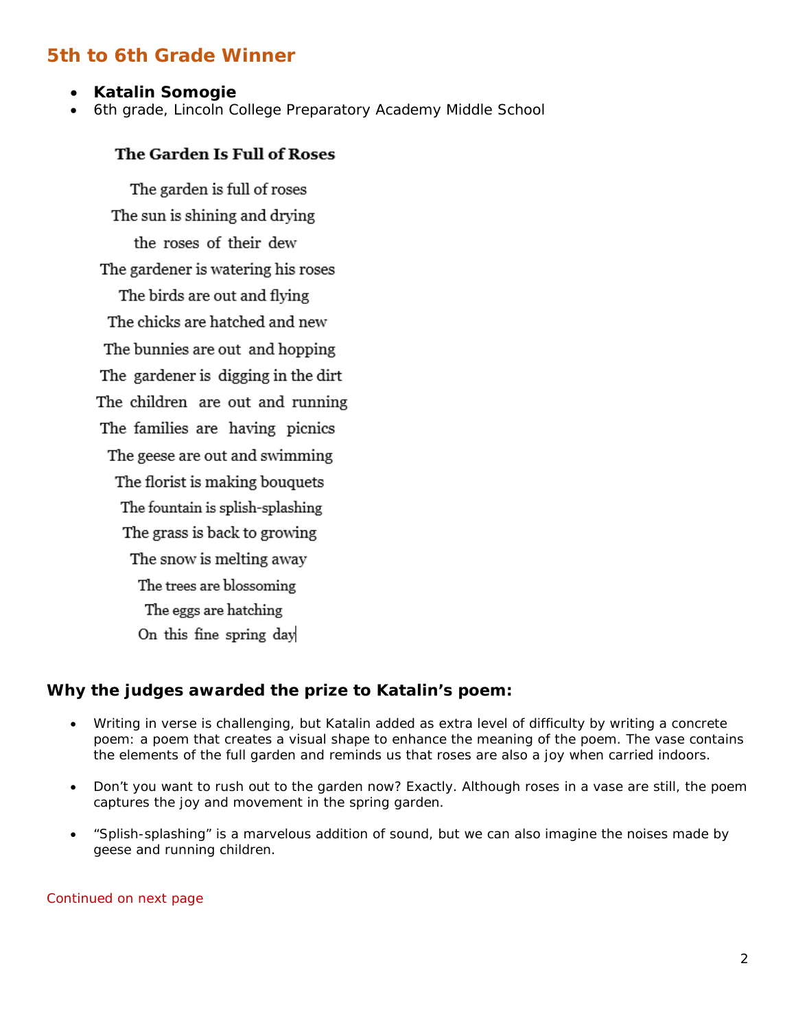## 5th to 6th Grade Winner

- **Katalin Somogie**
- 6th grade, Lincoln College Preparatory Academy Middle School

**The Garden Is Full of Roses**

The garden is full of roses
The sun is shining and drying
the roses of their dew
The gardener is watering his roses
The birds are out and flying
The chicks are hatched and new
The bunnies are out and hopping
The gardener is digging in the dirt
The children are out and running
The families are having picnics
The geese are out and swimming
The florist is making bouquets
The fountain is splish-splashing
The grass is back to growing
The snow is melting away
The trees are blossoming
The eggs are hatching
On this fine spring day

### Why the judges awarded the prize to Katalin's poem:

- Writing in verse is challenging, but Katalin added as extra level of difficulty by writing a concrete poem: a poem that creates a visual shape to enhance the meaning of the poem. The vase contains the elements of the full garden and reminds us that roses are also a joy when carried indoors.
- Don't you want to rush out to the garden now? Exactly. Although roses in a vase are still, the poem captures the joy and movement in the spring garden.
- "Splish-splashing" is a marvelous addition of sound, but we can also imagine the noises made by geese and running children.

Continued on next page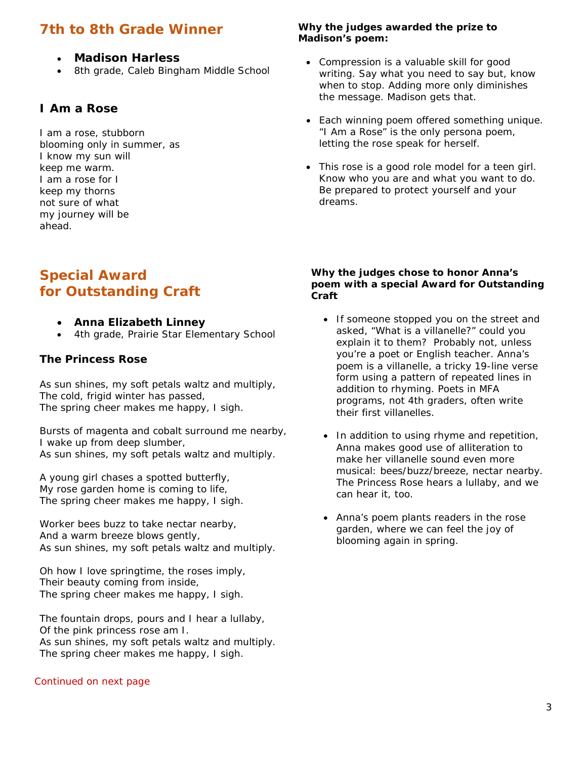## 7th to 8th Grade Winner

- **Madison Harless**
- 8th grade, Caleb Bingham Middle School

### I Am a Rose

I am a rose, stubborn  
blooming only in summer, as  
I know my sun will  
keep me warm.  
I am a rose for I  
keep my thorns  
not sure of what  
my journey will be  
ahead.

**Why the judges awarded the prize to Madison's poem:**

- Compression is a valuable skill for good writing. Say what you need to say but, know when to stop. Adding more only diminishes the message. Madison gets that.
- Each winning poem offered something unique. "I Am a Rose" is the only persona poem, letting the rose speak for herself.
- This rose is a good role model for a teen girl. Know who you are and what you want to do. Be prepared to protect yourself and your dreams.

## Special Award for Outstanding Craft

- **Anna Elizabeth Linney**
- 4th grade, Prairie Star Elementary School

### The Princess Rose

As sun shines, my soft petals waltz and multiply,  
The cold, frigid winter has passed,  
The spring cheer makes me happy, I sigh.

Bursts of magenta and cobalt surround me nearby,  
I wake up from deep slumber,  
As sun shines, my soft petals waltz and multiply.

A young girl chases a spotted butterfly,  
My rose garden home is coming to life,  
The spring cheer makes me happy, I sigh.

Worker bees buzz to take nectar nearby,  
And a warm breeze blows gently,  
As sun shines, my soft petals waltz and multiply.

Oh how I love springtime, the roses imply,  
Their beauty coming from inside,  
The spring cheer makes me happy, I sigh.

The fountain drops, pours and I hear a lullaby,  
Of the pink princess rose am I.  
As sun shines, my soft petals waltz and multiply.  
The spring cheer makes me happy, I sigh.

Continued on next page

**Why the judges chose to honor Anna's poem with a special Award for Outstanding Craft**

- If someone stopped you on the street and asked, "What is a villanelle?" could you explain it to them? Probably not, unless you're a poet or English teacher. Anna's poem is a villanelle, a tricky 19-line verse form using a pattern of repeated lines in addition to rhyming. Poets in MFA programs, not 4th graders, often write their first villanelles.
- In addition to using rhyme and repetition, Anna makes good use of alliteration to make her villanelle sound even more musical: bees/buzz/breeze, nectar nearby. The Princess Rose hears a lullaby, and we can hear it, too.
- Anna's poem plants readers in the rose garden, where we can feel the joy of blooming again in spring.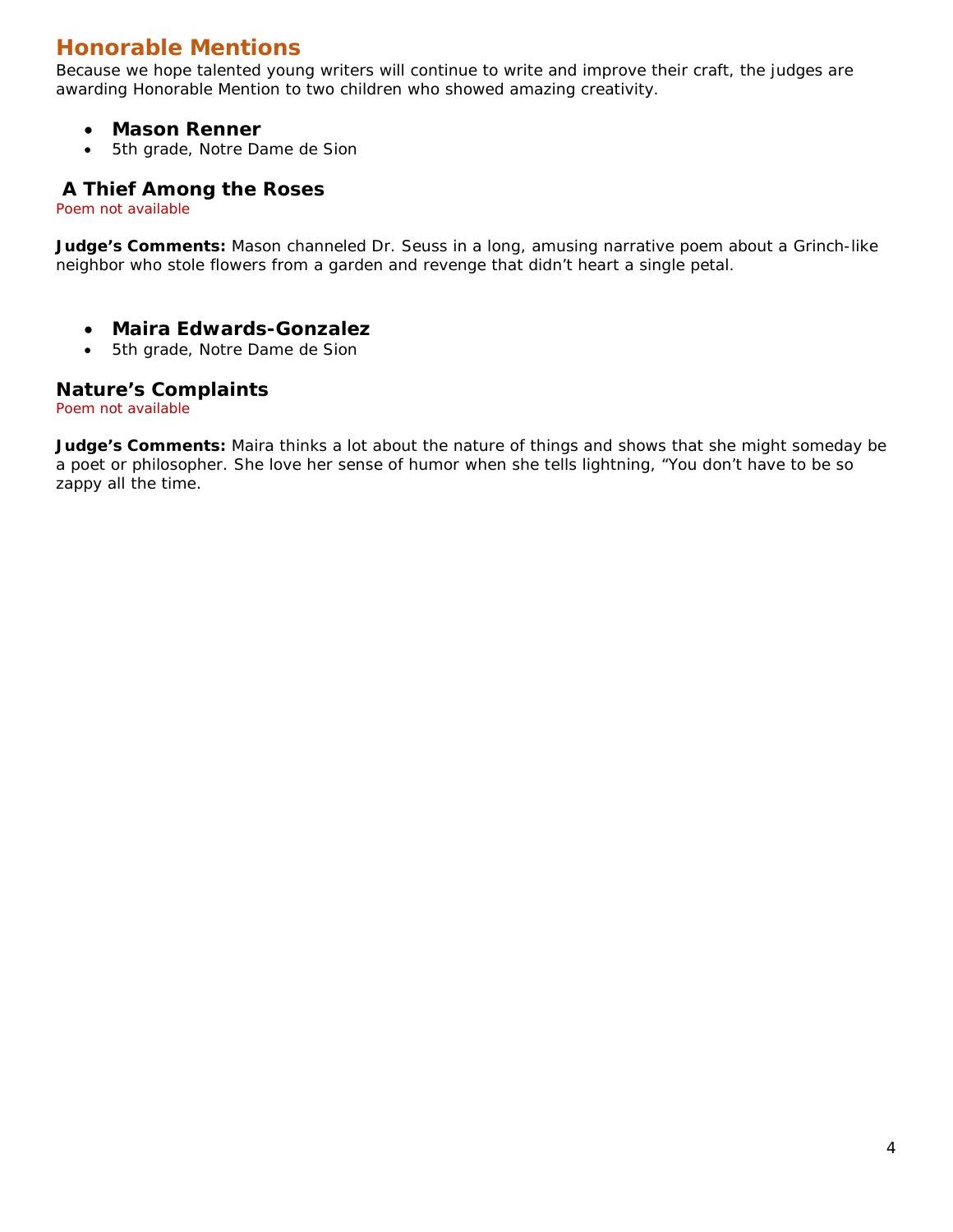## Honorable Mentions

Because we hope talented young writers will continue to write and improve their craft, the judges are awarding Honorable Mention to two children who showed amazing creativity.

- **Mason Renner**
- 5th grade, Notre Dame de Sion

### A Thief Among the Roses

Poem not available

**Judge's Comments:** Mason channeled Dr. Seuss in a long, amusing narrative poem about a Grinch-like neighbor who stole flowers from a garden and revenge that didn't heart a single petal.

- **Maira Edwards-Gonzalez**
- 5th grade, Notre Dame de Sion

### Nature's Complaints

Poem not available

**Judge's Comments:** Maira thinks a lot about the nature of things and shows that she might someday be a poet or philosopher. She love her sense of humor when she tells lightning, "You don't have to be so zappy all the time.